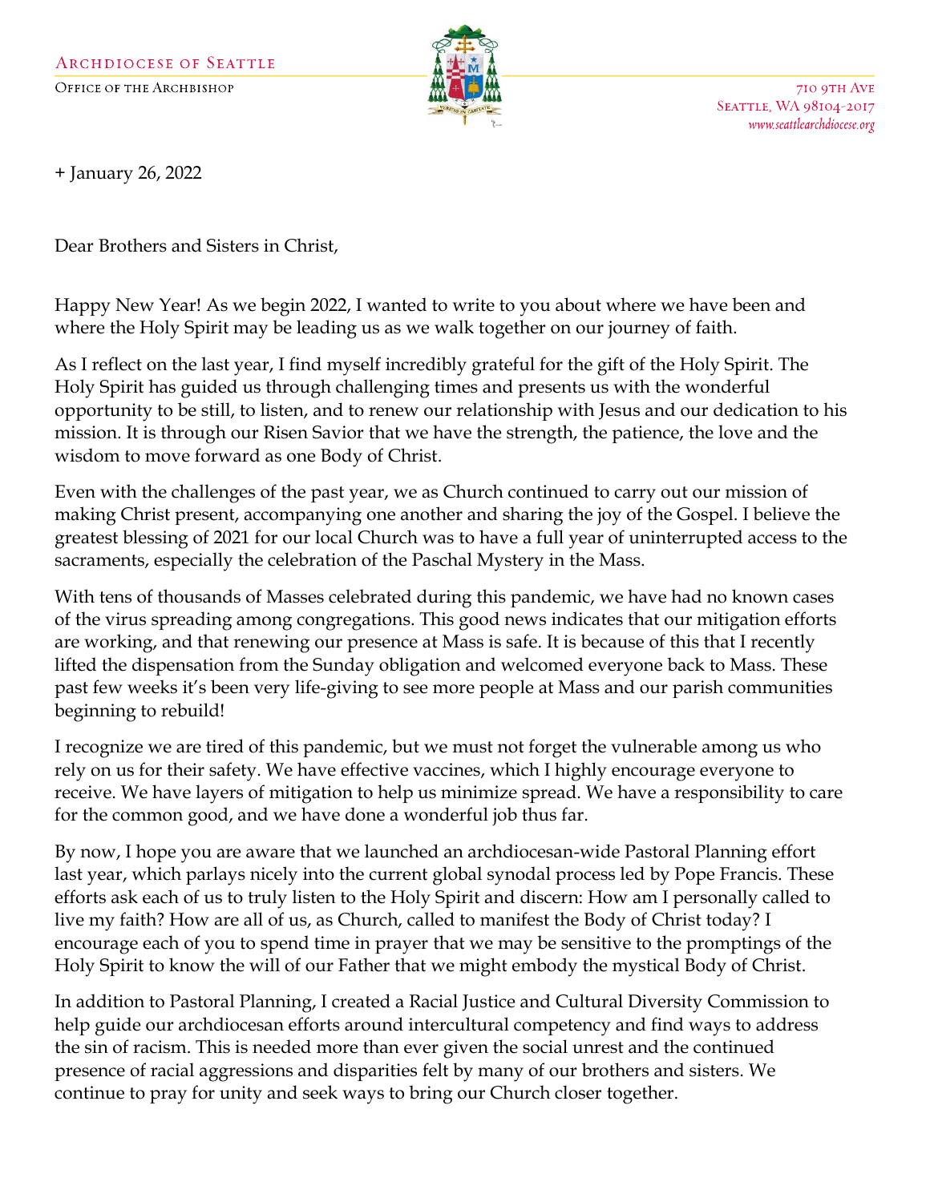Archdiocese of Seattle

Office of the Archbishop

710 9th Ave
Seattle, WA 98104-2017
www.seattlearchdiocese.org

+ January 26, 2022

Dear Brothers and Sisters in Christ,

Happy New Year! As we begin 2022, I wanted to write to you about where we have been and where the Holy Spirit may be leading us as we walk together on our journey of faith.

As I reflect on the last year, I find myself incredibly grateful for the gift of the Holy Spirit. The Holy Spirit has guided us through challenging times and presents us with the wonderful opportunity to be still, to listen, and to renew our relationship with Jesus and our dedication to his mission. It is through our Risen Savior that we have the strength, the patience, the love and the wisdom to move forward as one Body of Christ.

Even with the challenges of the past year, we as Church continued to carry out our mission of making Christ present, accompanying one another and sharing the joy of the Gospel. I believe the greatest blessing of 2021 for our local Church was to have a full year of uninterrupted access to the sacraments, especially the celebration of the Paschal Mystery in the Mass.

With tens of thousands of Masses celebrated during this pandemic, we have had no known cases of the virus spreading among congregations. This good news indicates that our mitigation efforts are working, and that renewing our presence at Mass is safe. It is because of this that I recently lifted the dispensation from the Sunday obligation and welcomed everyone back to Mass. These past few weeks it's been very life-giving to see more people at Mass and our parish communities beginning to rebuild!

I recognize we are tired of this pandemic, but we must not forget the vulnerable among us who rely on us for their safety. We have effective vaccines, which I highly encourage everyone to receive. We have layers of mitigation to help us minimize spread. We have a responsibility to care for the common good, and we have done a wonderful job thus far.

By now, I hope you are aware that we launched an archdiocesan-wide Pastoral Planning effort last year, which parlays nicely into the current global synodal process led by Pope Francis. These efforts ask each of us to truly listen to the Holy Spirit and discern: How am I personally called to live my faith? How are all of us, as Church, called to manifest the Body of Christ today? I encourage each of you to spend time in prayer that we may be sensitive to the promptings of the Holy Spirit to know the will of our Father that we might embody the mystical Body of Christ.

In addition to Pastoral Planning, I created a Racial Justice and Cultural Diversity Commission to help guide our archdiocesan efforts around intercultural competency and find ways to address the sin of racism. This is needed more than ever given the social unrest and the continued presence of racial aggressions and disparities felt by many of our brothers and sisters. We continue to pray for unity and seek ways to bring our Church closer together.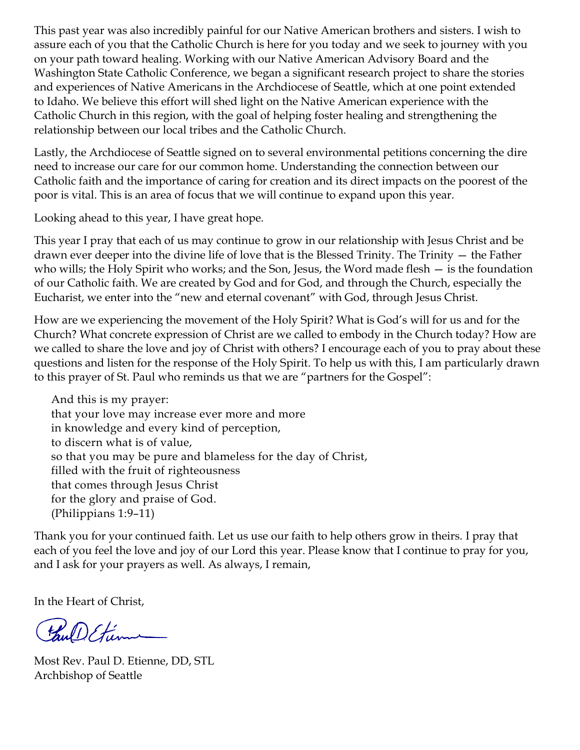This past year was also incredibly painful for our Native American brothers and sisters. I wish to assure each of you that the Catholic Church is here for you today and we seek to journey with you on your path toward healing. Working with our Native American Advisory Board and the Washington State Catholic Conference, we began a significant research project to share the stories and experiences of Native Americans in the Archdiocese of Seattle, which at one point extended to Idaho. We believe this effort will shed light on the Native American experience with the Catholic Church in this region, with the goal of helping foster healing and strengthening the relationship between our local tribes and the Catholic Church.

Lastly, the Archdiocese of Seattle signed on to several environmental petitions concerning the dire need to increase our care for our common home. Understanding the connection between our Catholic faith and the importance of caring for creation and its direct impacts on the poorest of the poor is vital. This is an area of focus that we will continue to expand upon this year.

Looking ahead to this year, I have great hope.

This year I pray that each of us may continue to grow in our relationship with Jesus Christ and be drawn ever deeper into the divine life of love that is the Blessed Trinity. The Trinity — the Father who wills; the Holy Spirit who works; and the Son, Jesus, the Word made flesh — is the foundation of our Catholic faith. We are created by God and for God, and through the Church, especially the Eucharist, we enter into the "new and eternal covenant" with God, through Jesus Christ.

How are we experiencing the movement of the Holy Spirit? What is God's will for us and for the Church? What concrete expression of Christ are we called to embody in the Church today? How are we called to share the love and joy of Christ with others? I encourage each of you to pray about these questions and listen for the response of the Holy Spirit. To help us with this, I am particularly drawn to this prayer of St. Paul who reminds us that we are "partners for the Gospel":

> And this is my prayer:
> that your love may increase ever more and more
> in knowledge and every kind of perception,
> to discern what is of value,
> so that you may be pure and blameless for the day of Christ,
> filled with the fruit of righteousness
> that comes through Jesus Christ
> for the glory and praise of God.
> (Philippians 1:9–11)

Thank you for your continued faith. Let us use our faith to help others grow in theirs. I pray that each of you feel the love and joy of our Lord this year. Please know that I continue to pray for you, and I ask for your prayers as well. As always, I remain,

In the Heart of Christ,

Most Rev. Paul D. Etienne, DD, STL
Archbishop of Seattle